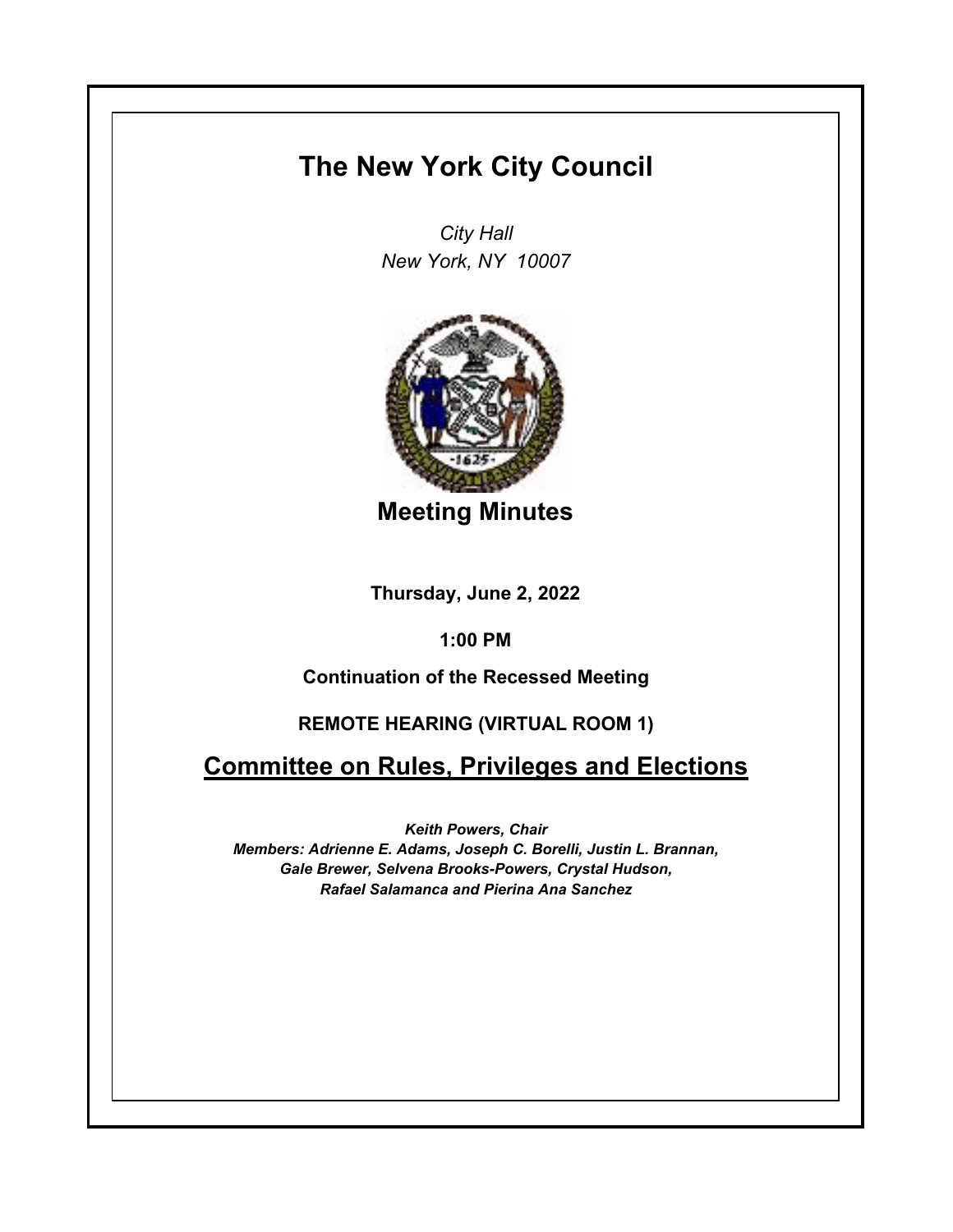# The New York City Council

*City Hall*
*New York, NY 10007*

## Meeting Minutes

**Thursday, June 2, 2022**

**1:00 PM**

**Continuation of the Recessed Meeting**

**REMOTE HEARING (VIRTUAL ROOM 1)**

## Committee on Rules, Privileges and Elections

***Keith Powers, Chair***
***Members: Adrienne E. Adams, Joseph C. Borelli, Justin L. Brannan, Gale Brewer, Selvena Brooks-Powers, Crystal Hudson, Rafael Salamanca and Pierina Ana Sanchez***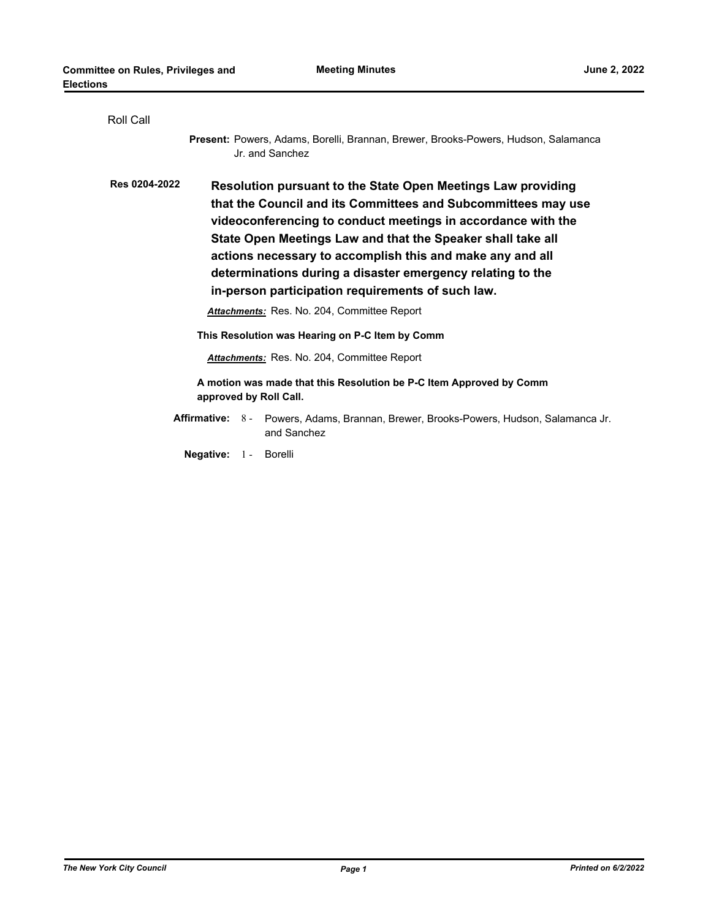Roll Call

**Present:** Powers, Adams, Borelli, Brannan, Brewer, Brooks-Powers, Hudson, Salamanca Jr. and Sanchez

**Res 0204-2022** **Resolution pursuant to the State Open Meetings Law providing that the Council and its Committees and Subcommittees may use videoconferencing to conduct meetings in accordance with the State Open Meetings Law and that the Speaker shall take all actions necessary to accomplish this and make any and all determinations during a disaster emergency relating to the in-person participation requirements of such law.**

***Attachments:*** Res. No. 204, Committee Report

**This Resolution was Hearing on P-C Item by Comm**

***Attachments:*** Res. No. 204, Committee Report

**A motion was made that this Resolution be P-C Item Approved by Comm approved by Roll Call.**

**Affirmative:** 8 - Powers, Adams, Brannan, Brewer, Brooks-Powers, Hudson, Salamanca Jr. and Sanchez

**Negative:** 1 - Borelli